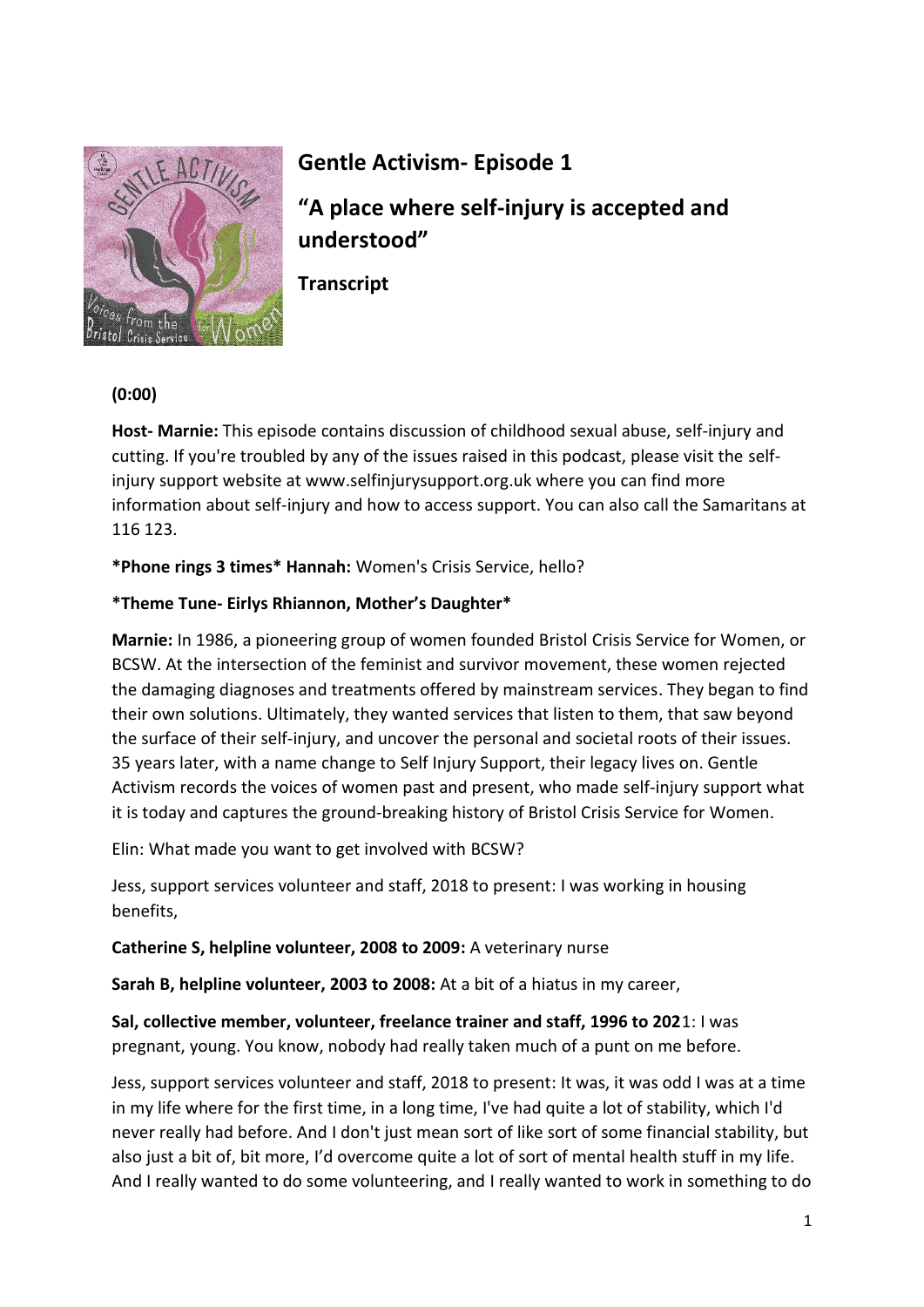# Gentle Activism- Episode 1

## "A place where self-injury is accepted and understood"

### Transcript

**(0:00)**

**Host- Marnie:** This episode contains discussion of childhood sexual abuse, self-injury and cutting. If you're troubled by any of the issues raised in this podcast, please visit the self-injury support website at www.selfinjurysupport.org.uk where you can find more information about self-injury and how to access support. You can also call the Samaritans at 116 123.

**\*Phone rings 3 times\* Hannah:** Women's Crisis Service, hello?

**\*Theme Tune- Eirlys Rhiannon, Mother's Daughter\***

**Marnie:** In 1986, a pioneering group of women founded Bristol Crisis Service for Women, or BCSW. At the intersection of the feminist and survivor movement, these women rejected the damaging diagnoses and treatments offered by mainstream services. They began to find their own solutions. Ultimately, they wanted services that listen to them, that saw beyond the surface of their self-injury, and uncover the personal and societal roots of their issues. 35 years later, with a name change to Self Injury Support, their legacy lives on. Gentle Activism records the voices of women past and present, who made self-injury support what it is today and captures the ground-breaking history of Bristol Crisis Service for Women.

Elin: What made you want to get involved with BCSW?

Jess, support services volunteer and staff, 2018 to present: I was working in housing benefits,

**Catherine S, helpline volunteer, 2008 to 2009:** A veterinary nurse

**Sarah B, helpline volunteer, 2003 to 2008:** At a bit of a hiatus in my career,

**Sal, collective member, volunteer, freelance trainer and staff, 1996 to 2021:** I was pregnant, young. You know, nobody had really taken much of a punt on me before.

Jess, support services volunteer and staff, 2018 to present: It was, it was odd I was at a time in my life where for the first time, in a long time, I've had quite a lot of stability, which I'd never really had before. And I don't just mean sort of like sort of some financial stability, but also just a bit of, bit more, I'd overcome quite a lot of sort of mental health stuff in my life. And I really wanted to do some volunteering, and I really wanted to work in something to do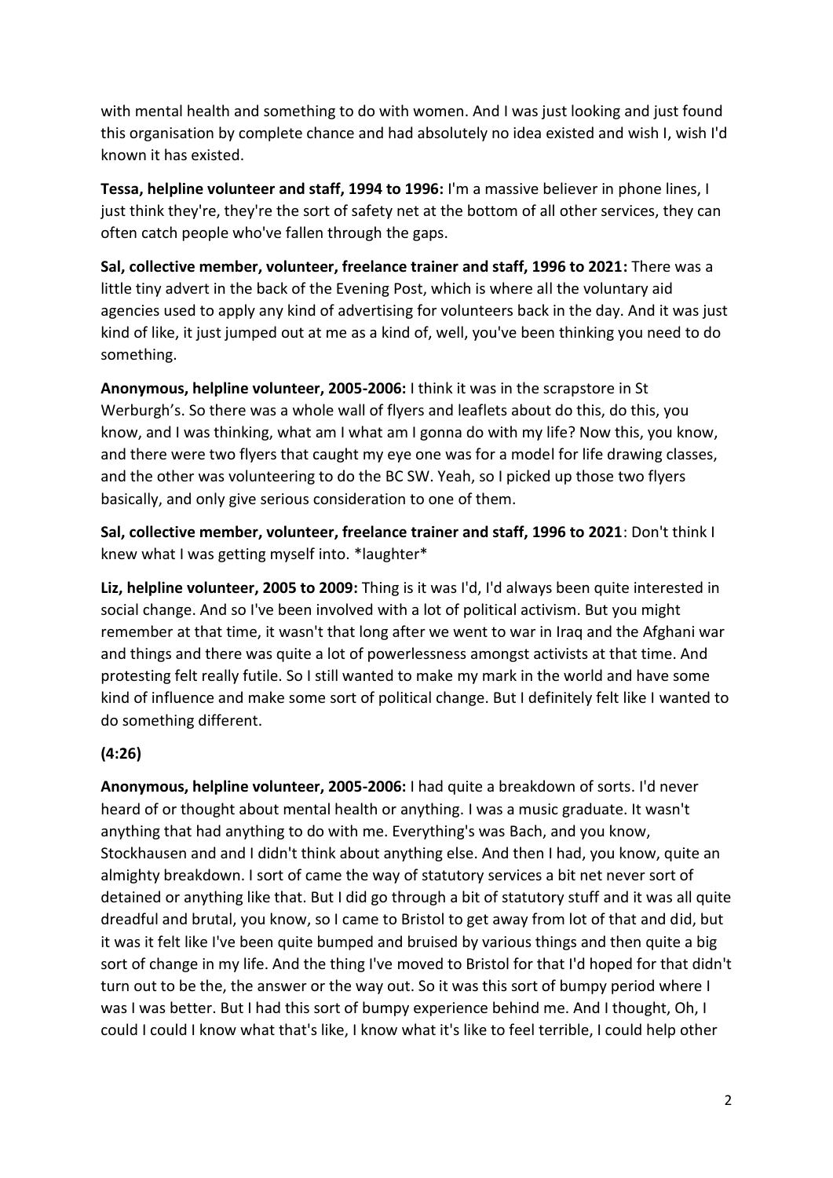with mental health and something to do with women. And I was just looking and just found this organisation by complete chance and had absolutely no idea existed and wish I, wish I'd known it has existed.

**Tessa, helpline volunteer and staff, 1994 to 1996:** I'm a massive believer in phone lines, I just think they're, they're the sort of safety net at the bottom of all other services, they can often catch people who've fallen through the gaps.

**Sal, collective member, volunteer, freelance trainer and staff, 1996 to 2021:** There was a little tiny advert in the back of the Evening Post, which is where all the voluntary aid agencies used to apply any kind of advertising for volunteers back in the day. And it was just kind of like, it just jumped out at me as a kind of, well, you've been thinking you need to do something.

**Anonymous, helpline volunteer, 2005-2006:** I think it was in the scrapstore in St Werburgh's. So there was a whole wall of flyers and leaflets about do this, do this, you know, and I was thinking, what am I what am I gonna do with my life? Now this, you know, and there were two flyers that caught my eye one was for a model for life drawing classes, and the other was volunteering to do the BC SW. Yeah, so I picked up those two flyers basically, and only give serious consideration to one of them.

**Sal, collective member, volunteer, freelance trainer and staff, 1996 to 2021**: Don't think I knew what I was getting myself into. *laughter*

**Liz, helpline volunteer, 2005 to 2009:** Thing is it was I'd, I'd always been quite interested in social change. And so I've been involved with a lot of political activism. But you might remember at that time, it wasn't that long after we went to war in Iraq and the Afghani war and things and there was quite a lot of powerlessness amongst activists at that time. And protesting felt really futile. So I still wanted to make my mark in the world and have some kind of influence and make some sort of political change. But I definitely felt like I wanted to do something different.

**(4:26)**

**Anonymous, helpline volunteer, 2005-2006:** I had quite a breakdown of sorts. I'd never heard of or thought about mental health or anything. I was a music graduate. It wasn't anything that had anything to do with me. Everything's was Bach, and you know, Stockhausen and and I didn't think about anything else. And then I had, you know, quite an almighty breakdown. I sort of came the way of statutory services a bit net never sort of detained or anything like that. But I did go through a bit of statutory stuff and it was all quite dreadful and brutal, you know, so I came to Bristol to get away from lot of that and did, but it was it felt like I've been quite bumped and bruised by various things and then quite a big sort of change in my life. And the thing I've moved to Bristol for that I'd hoped for that didn't turn out to be the, the answer or the way out. So it was this sort of bumpy period where I was I was better. But I had this sort of bumpy experience behind me. And I thought, Oh, I could I could I know what that's like, I know what it's like to feel terrible, I could help other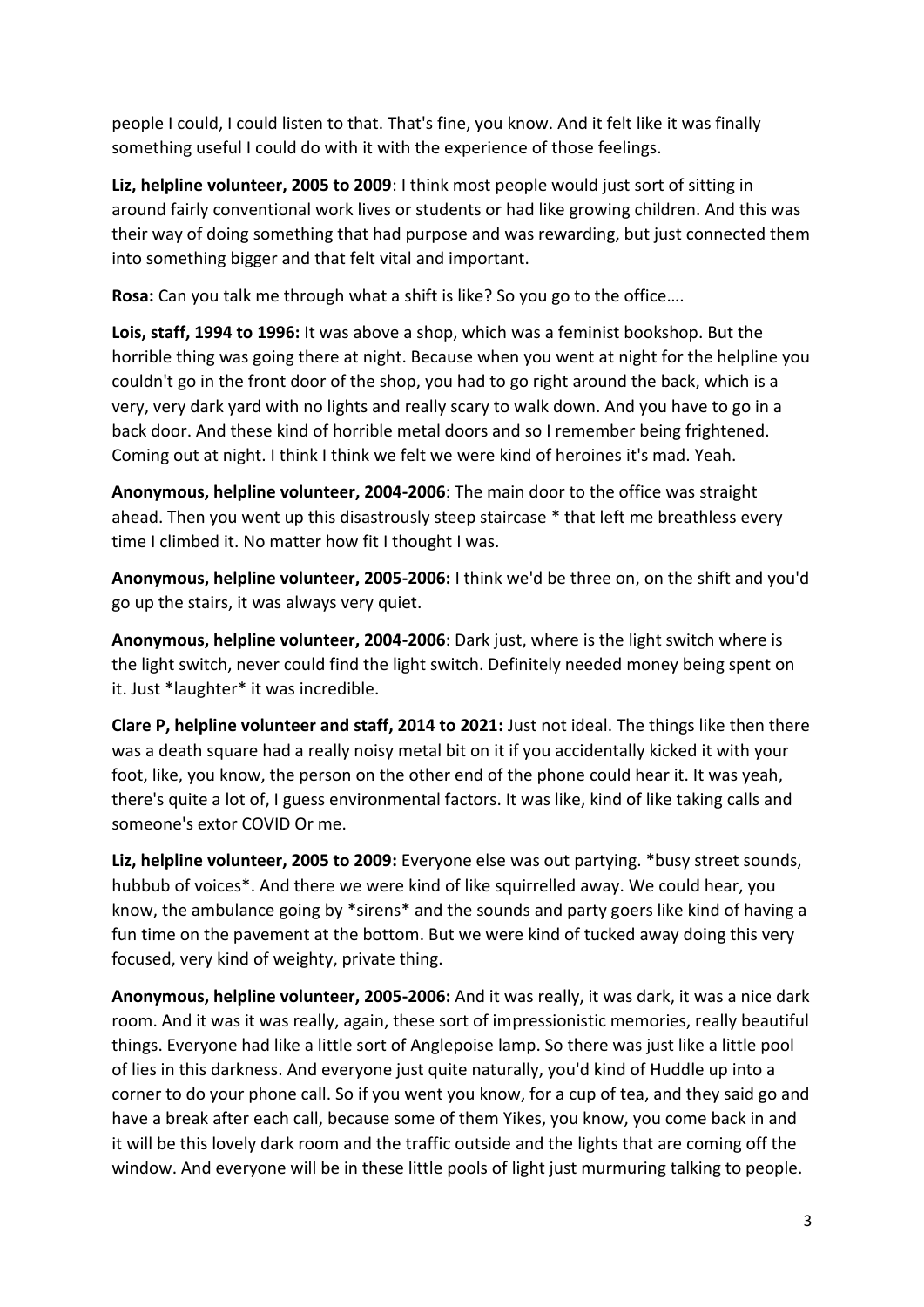people I could, I could listen to that. That's fine, you know. And it felt like it was finally something useful I could do with it with the experience of those feelings.

**Liz, helpline volunteer, 2005 to 2009**: I think most people would just sort of sitting in around fairly conventional work lives or students or had like growing children. And this was their way of doing something that had purpose and was rewarding, but just connected them into something bigger and that felt vital and important.

**Rosa:** Can you talk me through what a shift is like? So you go to the office….

**Lois, staff, 1994 to 1996:** It was above a shop, which was a feminist bookshop. But the horrible thing was going there at night. Because when you went at night for the helpline you couldn't go in the front door of the shop, you had to go right around the back, which is a very, very dark yard with no lights and really scary to walk down. And you have to go in a back door. And these kind of horrible metal doors and so I remember being frightened. Coming out at night. I think I think we felt we were kind of heroines it's mad. Yeah.

**Anonymous, helpline volunteer, 2004-2006**: The main door to the office was straight ahead. Then you went up this disastrously steep staircase * that left me breathless every time I climbed it. No matter how fit I thought I was.

**Anonymous, helpline volunteer, 2005-2006:** I think we'd be three on, on the shift and you'd go up the stairs, it was always very quiet.

**Anonymous, helpline volunteer, 2004-2006**: Dark just, where is the light switch where is the light switch, never could find the light switch. Definitely needed money being spent on it. Just *laughter* it was incredible.

**Clare P, helpline volunteer and staff, 2014 to 2021:** Just not ideal. The things like then there was a death square had a really noisy metal bit on it if you accidentally kicked it with your foot, like, you know, the person on the other end of the phone could hear it. It was yeah, there's quite a lot of, I guess environmental factors. It was like, kind of like taking calls and someone's extor COVID Or me.

**Liz, helpline volunteer, 2005 to 2009:** Everyone else was out partying. *busy street sounds, hubbub of voices*. And there we were kind of like squirrelled away. We could hear, you know, the ambulance going by *sirens* and the sounds and party goers like kind of having a fun time on the pavement at the bottom. But we were kind of tucked away doing this very focused, very kind of weighty, private thing.

**Anonymous, helpline volunteer, 2005-2006:** And it was really, it was dark, it was a nice dark room. And it was it was really, again, these sort of impressionistic memories, really beautiful things. Everyone had like a little sort of Anglepoise lamp. So there was just like a little pool of lies in this darkness. And everyone just quite naturally, you'd kind of Huddle up into a corner to do your phone call. So if you went you know, for a cup of tea, and they said go and have a break after each call, because some of them Yikes, you know, you come back in and it will be this lovely dark room and the traffic outside and the lights that are coming off the window. And everyone will be in these little pools of light just murmuring talking to people.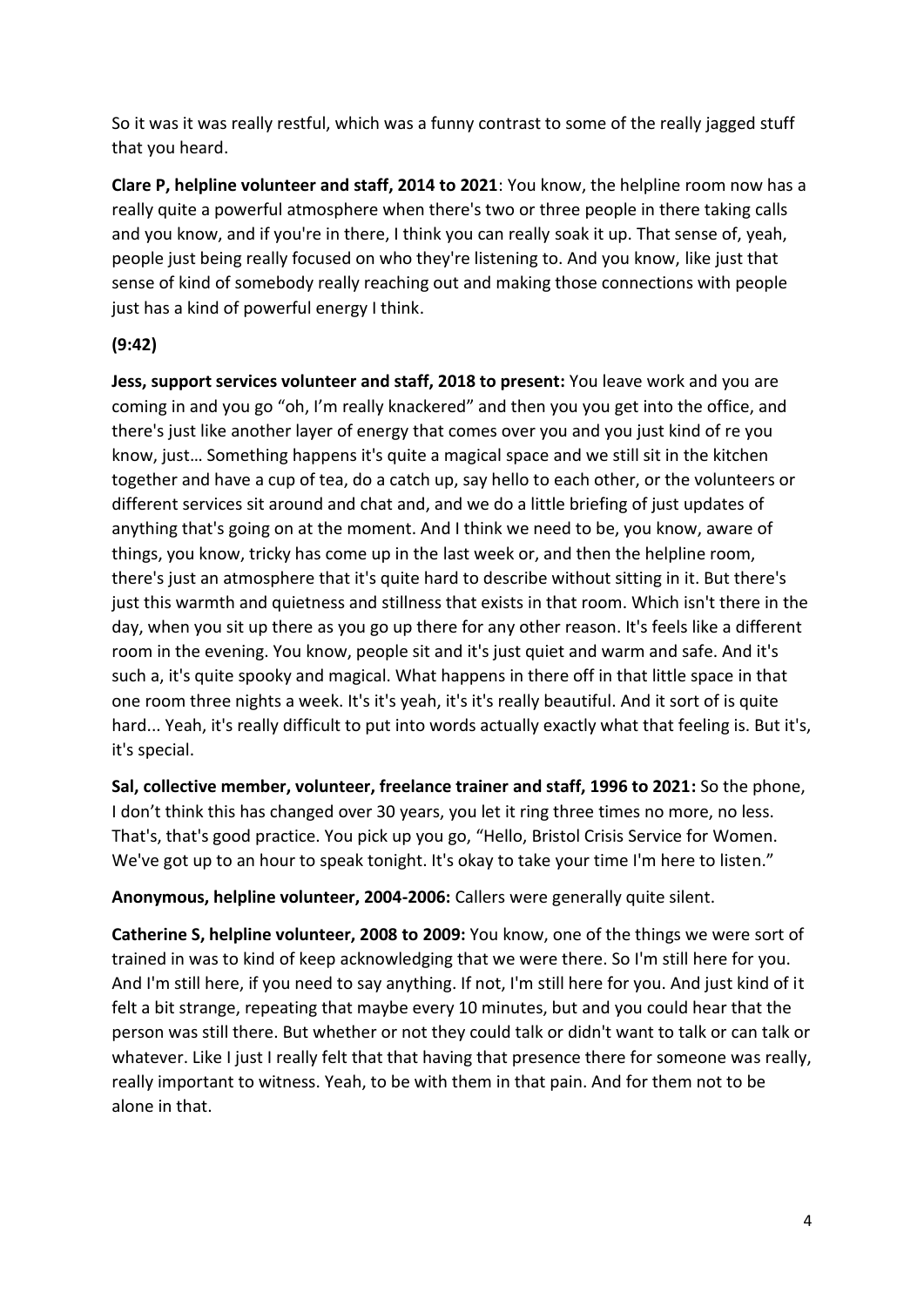So it was it was really restful, which was a funny contrast to some of the really jagged stuff that you heard.

**Clare P, helpline volunteer and staff, 2014 to 2021**: You know, the helpline room now has a really quite a powerful atmosphere when there's two or three people in there taking calls and you know, and if you're in there, I think you can really soak it up. That sense of, yeah, people just being really focused on who they're listening to. And you know, like just that sense of kind of somebody really reaching out and making those connections with people just has a kind of powerful energy I think.

**(9:42)**

**Jess, support services volunteer and staff, 2018 to present:** You leave work and you are coming in and you go "oh, I'm really knackered" and then you you get into the office, and there's just like another layer of energy that comes over you and you just kind of re you know, just… Something happens it's quite a magical space and we still sit in the kitchen together and have a cup of tea, do a catch up, say hello to each other, or the volunteers or different services sit around and chat and, and we do a little briefing of just updates of anything that's going on at the moment. And I think we need to be, you know, aware of things, you know, tricky has come up in the last week or, and then the helpline room, there's just an atmosphere that it's quite hard to describe without sitting in it. But there's just this warmth and quietness and stillness that exists in that room. Which isn't there in the day, when you sit up there as you go up there for any other reason. It's feels like a different room in the evening. You know, people sit and it's just quiet and warm and safe. And it's such a, it's quite spooky and magical. What happens in there off in that little space in that one room three nights a week. It's it's yeah, it's it's really beautiful. And it sort of is quite hard... Yeah, it's really difficult to put into words actually exactly what that feeling is. But it's, it's special.

**Sal, collective member, volunteer, freelance trainer and staff, 1996 to 2021:** So the phone, I don't think this has changed over 30 years, you let it ring three times no more, no less. That's, that's good practice. You pick up you go, "Hello, Bristol Crisis Service for Women. We've got up to an hour to speak tonight. It's okay to take your time I'm here to listen."

**Anonymous, helpline volunteer, 2004-2006:** Callers were generally quite silent.

**Catherine S, helpline volunteer, 2008 to 2009:** You know, one of the things we were sort of trained in was to kind of keep acknowledging that we were there. So I'm still here for you. And I'm still here, if you need to say anything. If not, I'm still here for you. And just kind of it felt a bit strange, repeating that maybe every 10 minutes, but and you could hear that the person was still there. But whether or not they could talk or didn't want to talk or can talk or whatever. Like I just I really felt that that having that presence there for someone was really, really important to witness. Yeah, to be with them in that pain. And for them not to be alone in that.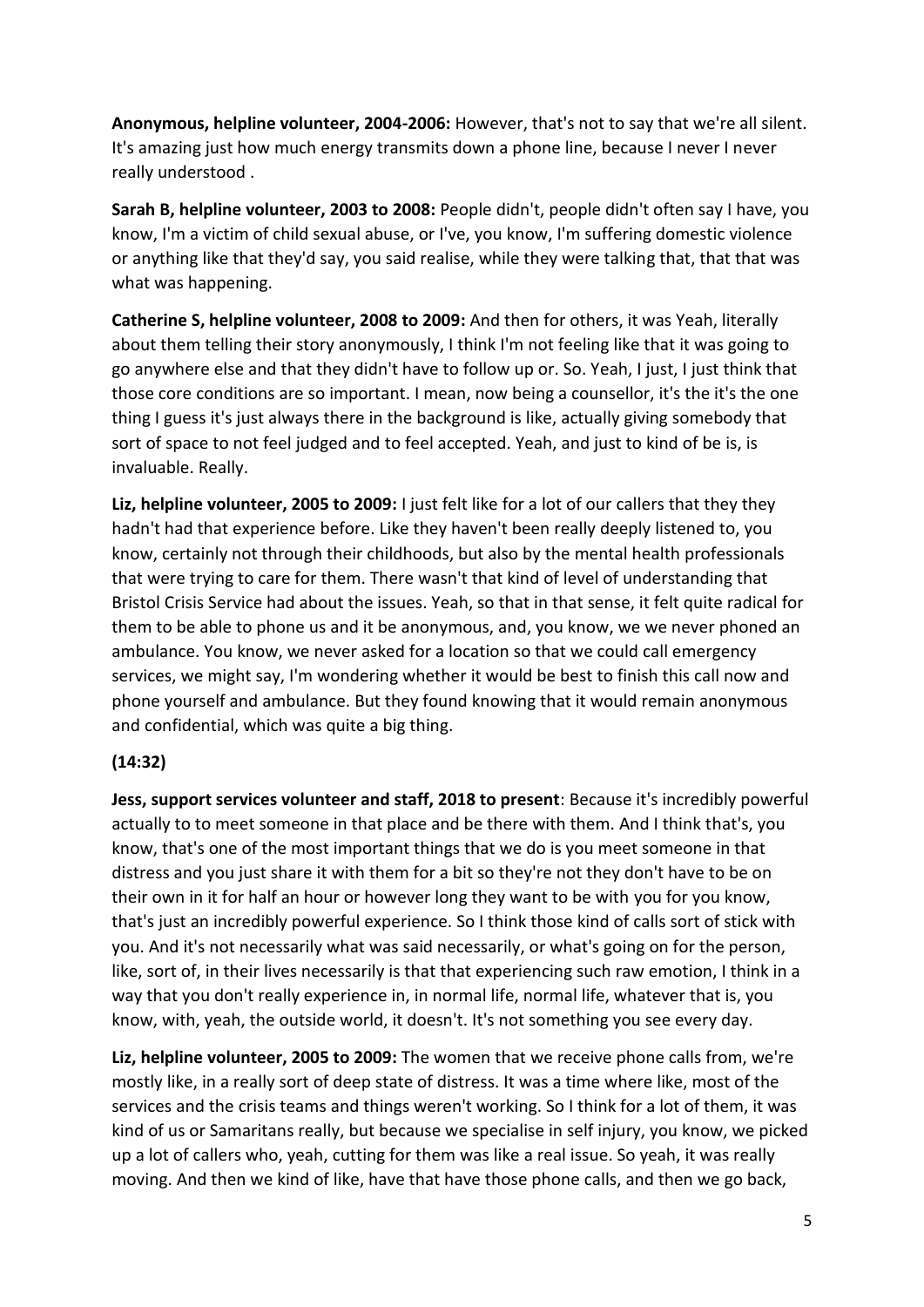**Anonymous, helpline volunteer, 2004-2006:** However, that's not to say that we're all silent. It's amazing just how much energy transmits down a phone line, because I never I never really understood .

**Sarah B, helpline volunteer, 2003 to 2008:** People didn't, people didn't often say I have, you know, I'm a victim of child sexual abuse, or I've, you know, I'm suffering domestic violence or anything like that they'd say, you said realise, while they were talking that, that that was what was happening.

**Catherine S, helpline volunteer, 2008 to 2009:** And then for others, it was Yeah, literally about them telling their story anonymously, I think I'm not feeling like that it was going to go anywhere else and that they didn't have to follow up or. So. Yeah, I just, I just think that those core conditions are so important. I mean, now being a counsellor, it's the it's the one thing I guess it's just always there in the background is like, actually giving somebody that sort of space to not feel judged and to feel accepted. Yeah, and just to kind of be is, is invaluable. Really.

**Liz, helpline volunteer, 2005 to 2009:** I just felt like for a lot of our callers that they they hadn't had that experience before. Like they haven't been really deeply listened to, you know, certainly not through their childhoods, but also by the mental health professionals that were trying to care for them. There wasn't that kind of level of understanding that Bristol Crisis Service had about the issues. Yeah, so that in that sense, it felt quite radical for them to be able to phone us and it be anonymous, and, you know, we we never phoned an ambulance. You know, we never asked for a location so that we could call emergency services, we might say, I'm wondering whether it would be best to finish this call now and phone yourself and ambulance. But they found knowing that it would remain anonymous and confidential, which was quite a big thing.

**(14:32)**

**Jess, support services volunteer and staff, 2018 to present**: Because it's incredibly powerful actually to to meet someone in that place and be there with them. And I think that's, you know, that's one of the most important things that we do is you meet someone in that distress and you just share it with them for a bit so they're not they don't have to be on their own in it for half an hour or however long they want to be with you for you know, that's just an incredibly powerful experience. So I think those kind of calls sort of stick with you. And it's not necessarily what was said necessarily, or what's going on for the person, like, sort of, in their lives necessarily is that that experiencing such raw emotion, I think in a way that you don't really experience in, in normal life, normal life, whatever that is, you know, with, yeah, the outside world, it doesn't. It's not something you see every day.

**Liz, helpline volunteer, 2005 to 2009:** The women that we receive phone calls from, we're mostly like, in a really sort of deep state of distress. It was a time where like, most of the services and the crisis teams and things weren't working. So I think for a lot of them, it was kind of us or Samaritans really, but because we specialise in self injury, you know, we picked up a lot of callers who, yeah, cutting for them was like a real issue. So yeah, it was really moving. And then we kind of like, have that have those phone calls, and then we go back,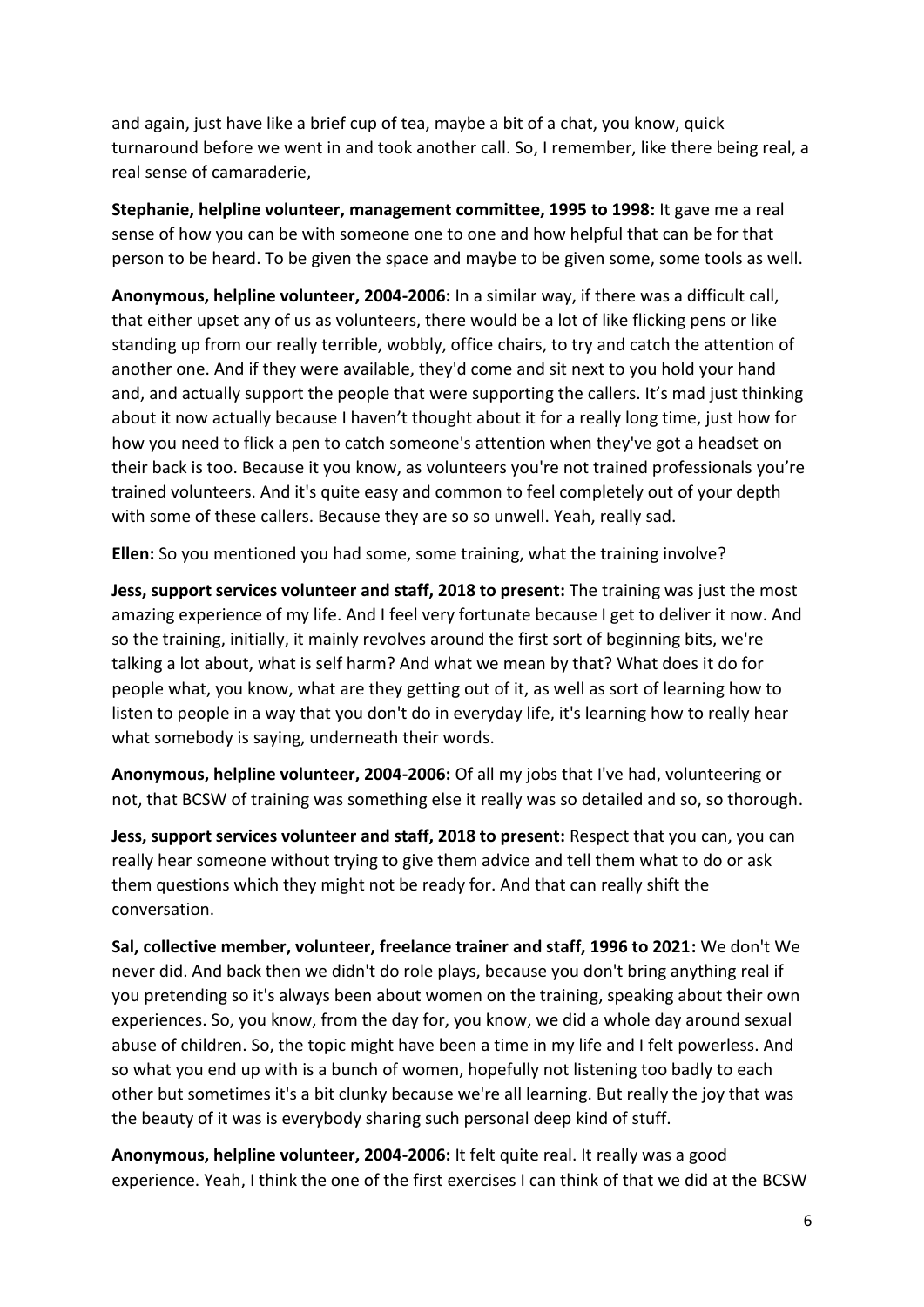and again, just have like a brief cup of tea, maybe a bit of a chat, you know, quick turnaround before we went in and took another call. So, I remember, like there being real, a real sense of camaraderie,

**Stephanie, helpline volunteer, management committee, 1995 to 1998:** It gave me a real sense of how you can be with someone one to one and how helpful that can be for that person to be heard. To be given the space and maybe to be given some, some tools as well.

**Anonymous, helpline volunteer, 2004-2006:** In a similar way, if there was a difficult call, that either upset any of us as volunteers, there would be a lot of like flicking pens or like standing up from our really terrible, wobbly, office chairs, to try and catch the attention of another one. And if they were available, they'd come and sit next to you hold your hand and, and actually support the people that were supporting the callers. It's mad just thinking about it now actually because I haven't thought about it for a really long time, just how for how you need to flick a pen to catch someone's attention when they've got a headset on their back is too. Because it you know, as volunteers you're not trained professionals you're trained volunteers. And it's quite easy and common to feel completely out of your depth with some of these callers. Because they are so so unwell. Yeah, really sad.

**Ellen:** So you mentioned you had some, some training, what the training involve?

**Jess, support services volunteer and staff, 2018 to present:** The training was just the most amazing experience of my life. And I feel very fortunate because I get to deliver it now. And so the training, initially, it mainly revolves around the first sort of beginning bits, we're talking a lot about, what is self harm? And what we mean by that? What does it do for people what, you know, what are they getting out of it, as well as sort of learning how to listen to people in a way that you don't do in everyday life, it's learning how to really hear what somebody is saying, underneath their words.

**Anonymous, helpline volunteer, 2004-2006:** Of all my jobs that I've had, volunteering or not, that BCSW of training was something else it really was so detailed and so, so thorough.

**Jess, support services volunteer and staff, 2018 to present:** Respect that you can, you can really hear someone without trying to give them advice and tell them what to do or ask them questions which they might not be ready for. And that can really shift the conversation.

**Sal, collective member, volunteer, freelance trainer and staff, 1996 to 2021:** We don't We never did. And back then we didn't do role plays, because you don't bring anything real if you pretending so it's always been about women on the training, speaking about their own experiences. So, you know, from the day for, you know, we did a whole day around sexual abuse of children. So, the topic might have been a time in my life and I felt powerless. And so what you end up with is a bunch of women, hopefully not listening too badly to each other but sometimes it's a bit clunky because we're all learning. But really the joy that was the beauty of it was is everybody sharing such personal deep kind of stuff.

**Anonymous, helpline volunteer, 2004-2006:** It felt quite real. It really was a good experience. Yeah, I think the one of the first exercises I can think of that we did at the BCSW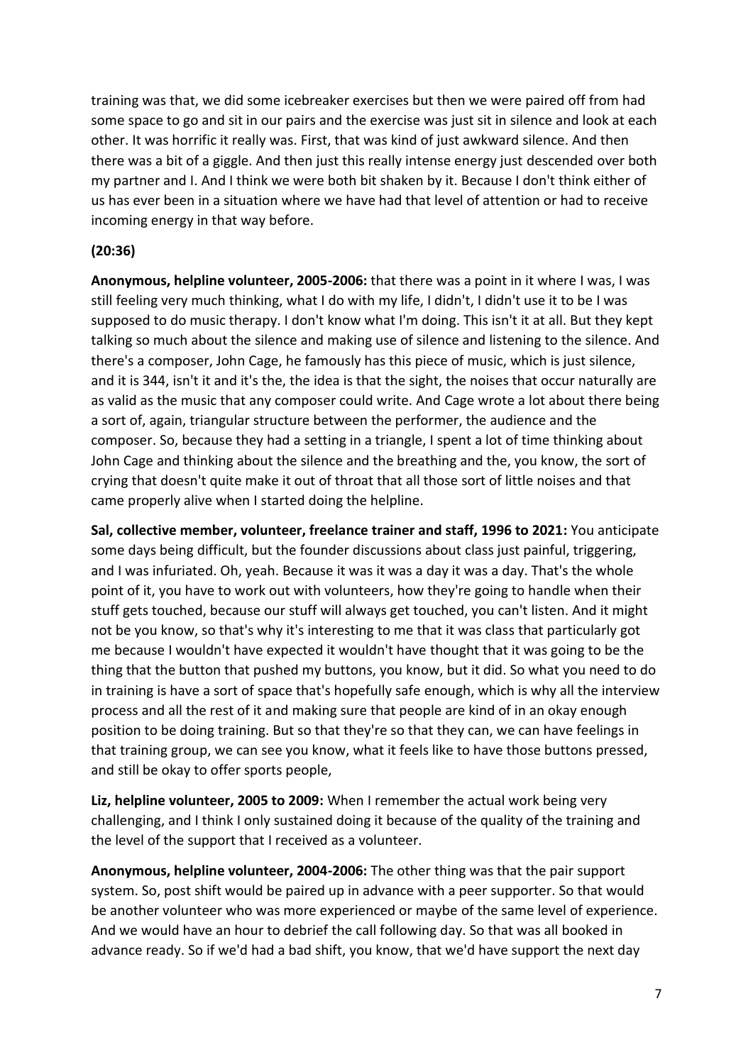training was that, we did some icebreaker exercises but then we were paired off from had some space to go and sit in our pairs and the exercise was just sit in silence and look at each other. It was horrific it really was. First, that was kind of just awkward silence. And then there was a bit of a giggle. And then just this really intense energy just descended over both my partner and I. And I think we were both bit shaken by it. Because I don't think either of us has ever been in a situation where we have had that level of attention or had to receive incoming energy in that way before.

**(20:36)**

**Anonymous, helpline volunteer, 2005-2006:** that there was a point in it where I was, I was still feeling very much thinking, what I do with my life, I didn't, I didn't use it to be I was supposed to do music therapy. I don't know what I'm doing. This isn't it at all. But they kept talking so much about the silence and making use of silence and listening to the silence. And there's a composer, John Cage, he famously has this piece of music, which is just silence, and it is 344, isn't it and it's the, the idea is that the sight, the noises that occur naturally are as valid as the music that any composer could write. And Cage wrote a lot about there being a sort of, again, triangular structure between the performer, the audience and the composer. So, because they had a setting in a triangle, I spent a lot of time thinking about John Cage and thinking about the silence and the breathing and the, you know, the sort of crying that doesn't quite make it out of throat that all those sort of little noises and that came properly alive when I started doing the helpline.

**Sal, collective member, volunteer, freelance trainer and staff, 1996 to 2021:** You anticipate some days being difficult, but the founder discussions about class just painful, triggering, and I was infuriated. Oh, yeah. Because it was it was a day it was a day. That's the whole point of it, you have to work out with volunteers, how they're going to handle when their stuff gets touched, because our stuff will always get touched, you can't listen. And it might not be you know, so that's why it's interesting to me that it was class that particularly got me because I wouldn't have expected it wouldn't have thought that it was going to be the thing that the button that pushed my buttons, you know, but it did. So what you need to do in training is have a sort of space that's hopefully safe enough, which is why all the interview process and all the rest of it and making sure that people are kind of in an okay enough position to be doing training. But so that they're so that they can, we can have feelings in that training group, we can see you know, what it feels like to have those buttons pressed, and still be okay to offer sports people,

**Liz, helpline volunteer, 2005 to 2009:** When I remember the actual work being very challenging, and I think I only sustained doing it because of the quality of the training and the level of the support that I received as a volunteer.

**Anonymous, helpline volunteer, 2004-2006:** The other thing was that the pair support system. So, post shift would be paired up in advance with a peer supporter. So that would be another volunteer who was more experienced or maybe of the same level of experience. And we would have an hour to debrief the call following day. So that was all booked in advance ready. So if we'd had a bad shift, you know, that we'd have support the next day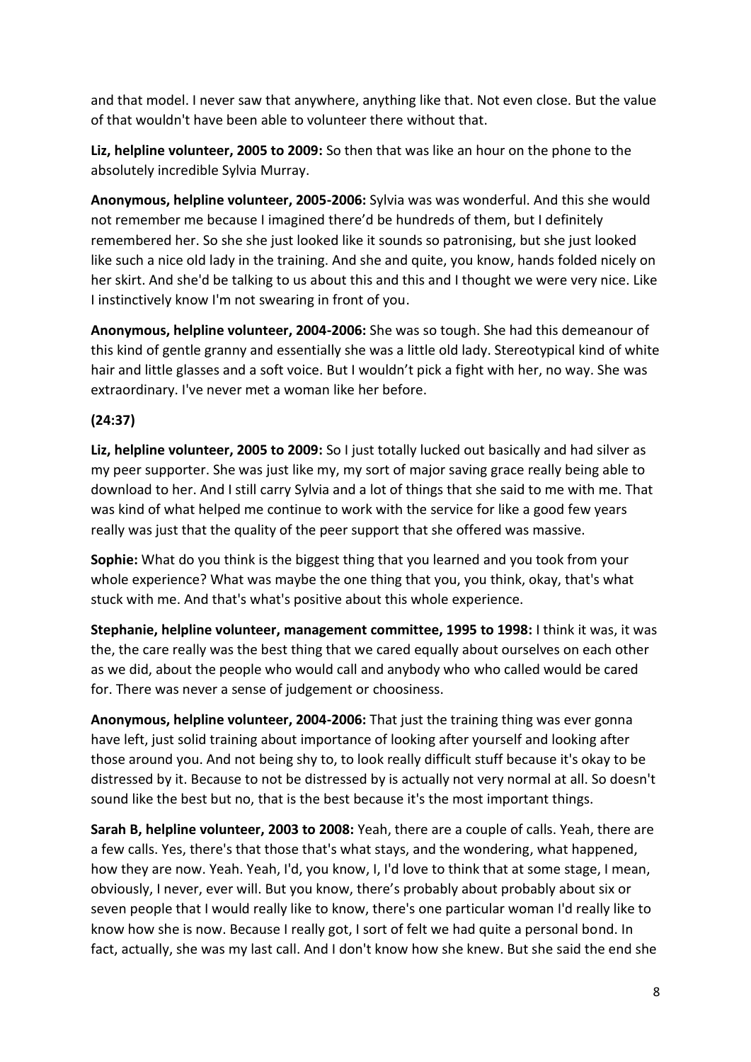and that model. I never saw that anywhere, anything like that. Not even close. But the value of that wouldn't have been able to volunteer there without that.

**Liz, helpline volunteer, 2005 to 2009:** So then that was like an hour on the phone to the absolutely incredible Sylvia Murray.

**Anonymous, helpline volunteer, 2005-2006:** Sylvia was was wonderful. And this she would not remember me because I imagined there'd be hundreds of them, but I definitely remembered her. So she she just looked like it sounds so patronising, but she just looked like such a nice old lady in the training. And she and quite, you know, hands folded nicely on her skirt. And she'd be talking to us about this and this and I thought we were very nice. Like I instinctively know I'm not swearing in front of you.

**Anonymous, helpline volunteer, 2004-2006:** She was so tough. She had this demeanour of this kind of gentle granny and essentially she was a little old lady. Stereotypical kind of white hair and little glasses and a soft voice. But I wouldn't pick a fight with her, no way. She was extraordinary. I've never met a woman like her before.

**(24:37)**

**Liz, helpline volunteer, 2005 to 2009:** So I just totally lucked out basically and had silver as my peer supporter. She was just like my, my sort of major saving grace really being able to download to her. And I still carry Sylvia and a lot of things that she said to me with me. That was kind of what helped me continue to work with the service for like a good few years really was just that the quality of the peer support that she offered was massive.

**Sophie:** What do you think is the biggest thing that you learned and you took from your whole experience? What was maybe the one thing that you, you think, okay, that's what stuck with me. And that's what's positive about this whole experience.

**Stephanie, helpline volunteer, management committee, 1995 to 1998:** I think it was, it was the, the care really was the best thing that we cared equally about ourselves on each other as we did, about the people who would call and anybody who who called would be cared for. There was never a sense of judgement or choosiness.

**Anonymous, helpline volunteer, 2004-2006:** That just the training thing was ever gonna have left, just solid training about importance of looking after yourself and looking after those around you. And not being shy to, to look really difficult stuff because it's okay to be distressed by it. Because to not be distressed by is actually not very normal at all. So doesn't sound like the best but no, that is the best because it's the most important things.

**Sarah B, helpline volunteer, 2003 to 2008:** Yeah, there are a couple of calls. Yeah, there are a few calls. Yes, there's that those that's what stays, and the wondering, what happened, how they are now. Yeah. Yeah, I'd, you know, I, I'd love to think that at some stage, I mean, obviously, I never, ever will. But you know, there's probably about probably about six or seven people that I would really like to know, there's one particular woman I'd really like to know how she is now. Because I really got, I sort of felt we had quite a personal bond. In fact, actually, she was my last call. And I don't know how she knew. But she said the end she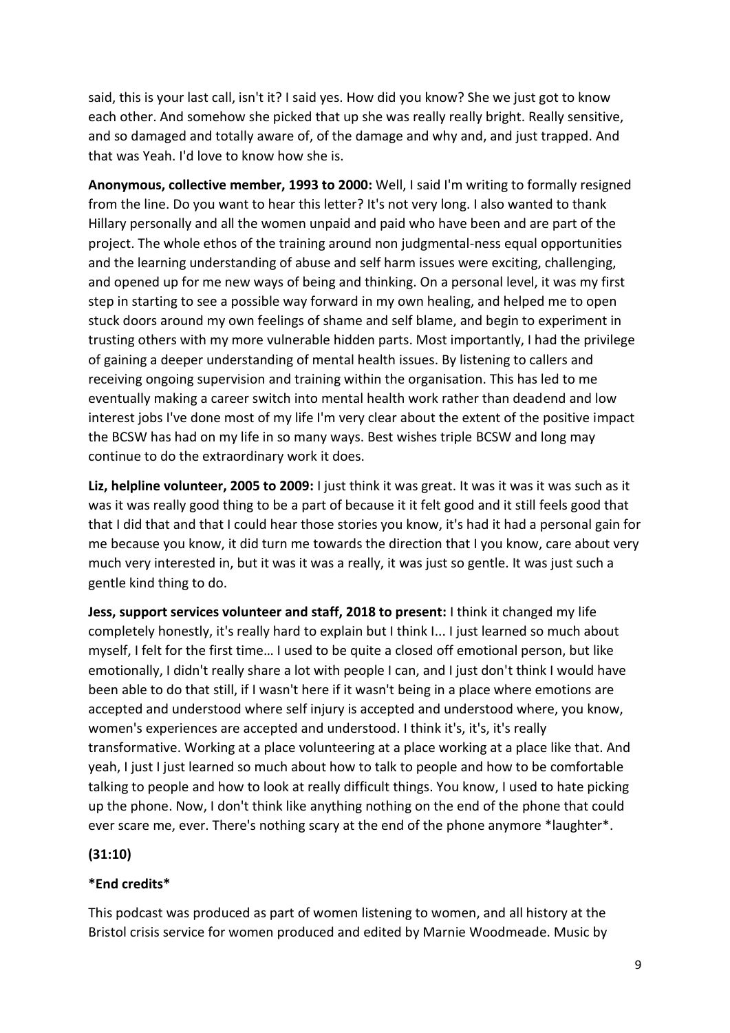said, this is your last call, isn't it? I said yes. How did you know? She we just got to know each other. And somehow she picked that up she was really really bright. Really sensitive, and so damaged and totally aware of, of the damage and why and, and just trapped. And that was Yeah. I'd love to know how she is.

**Anonymous, collective member, 1993 to 2000:** Well, I said I'm writing to formally resigned from the line. Do you want to hear this letter? It's not very long. I also wanted to thank Hillary personally and all the women unpaid and paid who have been and are part of the project. The whole ethos of the training around non judgmental-ness equal opportunities and the learning understanding of abuse and self harm issues were exciting, challenging, and opened up for me new ways of being and thinking. On a personal level, it was my first step in starting to see a possible way forward in my own healing, and helped me to open stuck doors around my own feelings of shame and self blame, and begin to experiment in trusting others with my more vulnerable hidden parts. Most importantly, I had the privilege of gaining a deeper understanding of mental health issues. By listening to callers and receiving ongoing supervision and training within the organisation. This has led to me eventually making a career switch into mental health work rather than deadend and low interest jobs I've done most of my life I'm very clear about the extent of the positive impact the BCSW has had on my life in so many ways. Best wishes triple BCSW and long may continue to do the extraordinary work it does.

**Liz, helpline volunteer, 2005 to 2009:** I just think it was great. It was it was it was such as it was it was really good thing to be a part of because it it felt good and it still feels good that that I did that and that I could hear those stories you know, it's had it had a personal gain for me because you know, it did turn me towards the direction that I you know, care about very much very interested in, but it was it was a really, it was just so gentle. It was just such a gentle kind thing to do.

**Jess, support services volunteer and staff, 2018 to present:** I think it changed my life completely honestly, it's really hard to explain but I think I... I just learned so much about myself, I felt for the first time… I used to be quite a closed off emotional person, but like emotionally, I didn't really share a lot with people I can, and I just don't think I would have been able to do that still, if I wasn't here if it wasn't being in a place where emotions are accepted and understood where self injury is accepted and understood where, you know, women's experiences are accepted and understood. I think it's, it's, it's really transformative. Working at a place volunteering at a place working at a place like that. And yeah, I just I just learned so much about how to talk to people and how to be comfortable talking to people and how to look at really difficult things. You know, I used to hate picking up the phone. Now, I don't think like anything nothing on the end of the phone that could ever scare me, ever. There's nothing scary at the end of the phone anymore *laughter*.

**(31:10)**

***End credits***

This podcast was produced as part of women listening to women, and all history at the Bristol crisis service for women produced and edited by Marnie Woodmeade. Music by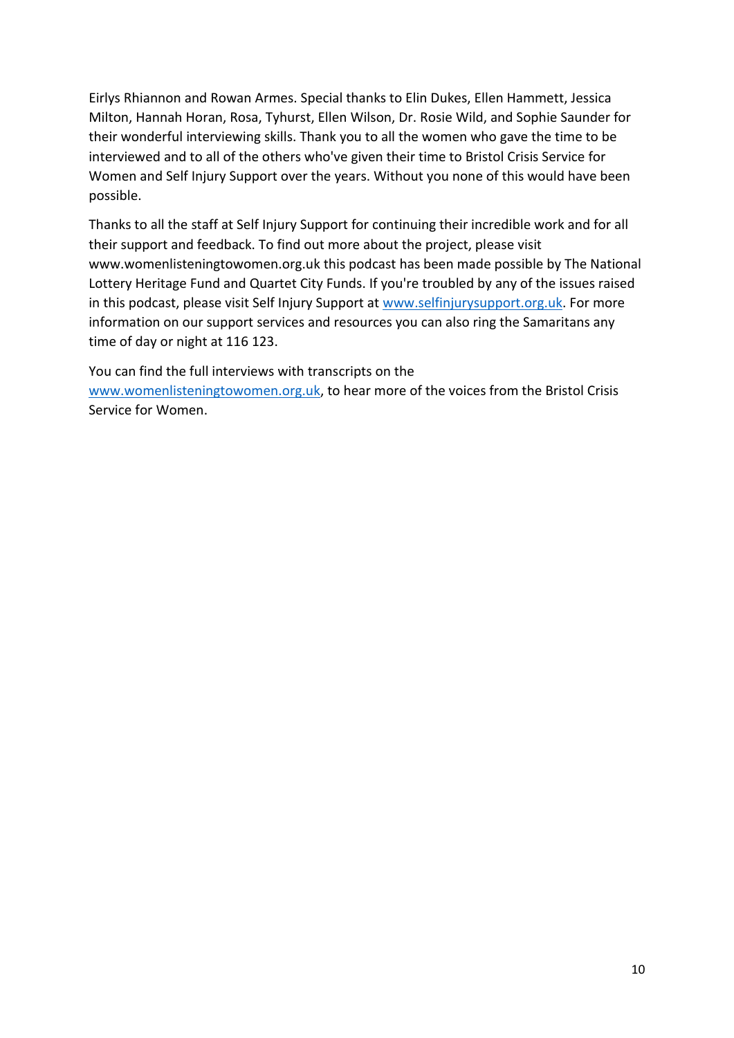Eirlys Rhiannon and Rowan Armes. Special thanks to Elin Dukes, Ellen Hammett, Jessica Milton, Hannah Horan, Rosa, Tyhurst, Ellen Wilson, Dr. Rosie Wild, and Sophie Saunder for their wonderful interviewing skills. Thank you to all the women who gave the time to be interviewed and to all of the others who've given their time to Bristol Crisis Service for Women and Self Injury Support over the years. Without you none of this would have been possible.

Thanks to all the staff at Self Injury Support for continuing their incredible work and for all their support and feedback. To find out more about the project, please visit www.womenlisteningtowomen.org.uk this podcast has been made possible by The National Lottery Heritage Fund and Quartet City Funds. If you're troubled by any of the issues raised in this podcast, please visit Self Injury Support at [www.selfinjurysupport.org.uk](http://www.selfinjurysupport.org.uk). For more information on our support services and resources you can also ring the Samaritans any time of day or night at 116 123.

You can find the full interviews with transcripts on the [www.womenlisteningtowomen.org.uk](http://www.womenlisteningtowomen.org.uk), to hear more of the voices from the Bristol Crisis Service for Women.